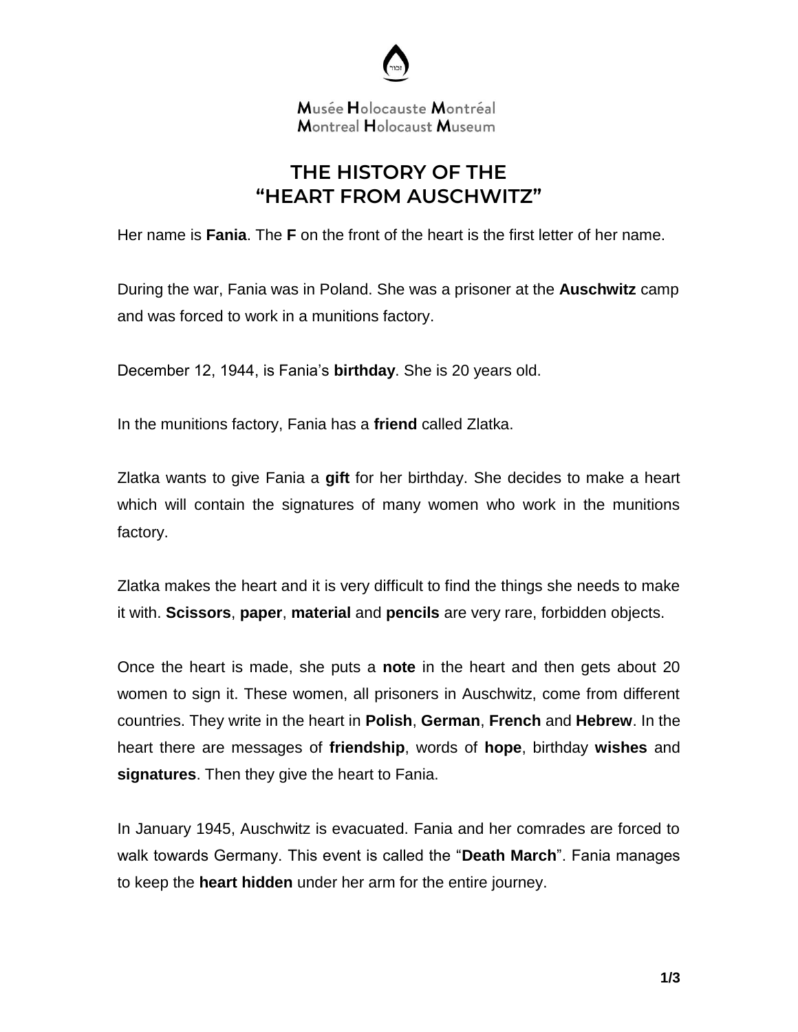Musée Holocauste Montréal
Montreal Holocaust Museum

# THE HISTORY OF THE "HEART FROM AUSCHWITZ"

Her name is **Fania**. The **F** on the front of the heart is the first letter of her name.

During the war, Fania was in Poland. She was a prisoner at the **Auschwitz** camp and was forced to work in a munitions factory.

December 12, 1944, is Fania's **birthday**. She is 20 years old.

In the munitions factory, Fania has a **friend** called Zlatka.

Zlatka wants to give Fania a **gift** for her birthday. She decides to make a heart which will contain the signatures of many women who work in the munitions factory.

Zlatka makes the heart and it is very difficult to find the things she needs to make it with. **Scissors**, **paper**, **material** and **pencils** are very rare, forbidden objects.

Once the heart is made, she puts a **note** in the heart and then gets about 20 women to sign it. These women, all prisoners in Auschwitz, come from different countries. They write in the heart in **Polish**, **German**, **French** and **Hebrew**. In the heart there are messages of **friendship**, words of **hope**, birthday **wishes** and **signatures**. Then they give the heart to Fania.

In January 1945, Auschwitz is evacuated. Fania and her comrades are forced to walk towards Germany. This event is called the "**Death March**". Fania manages to keep the **heart hidden** under her arm for the entire journey.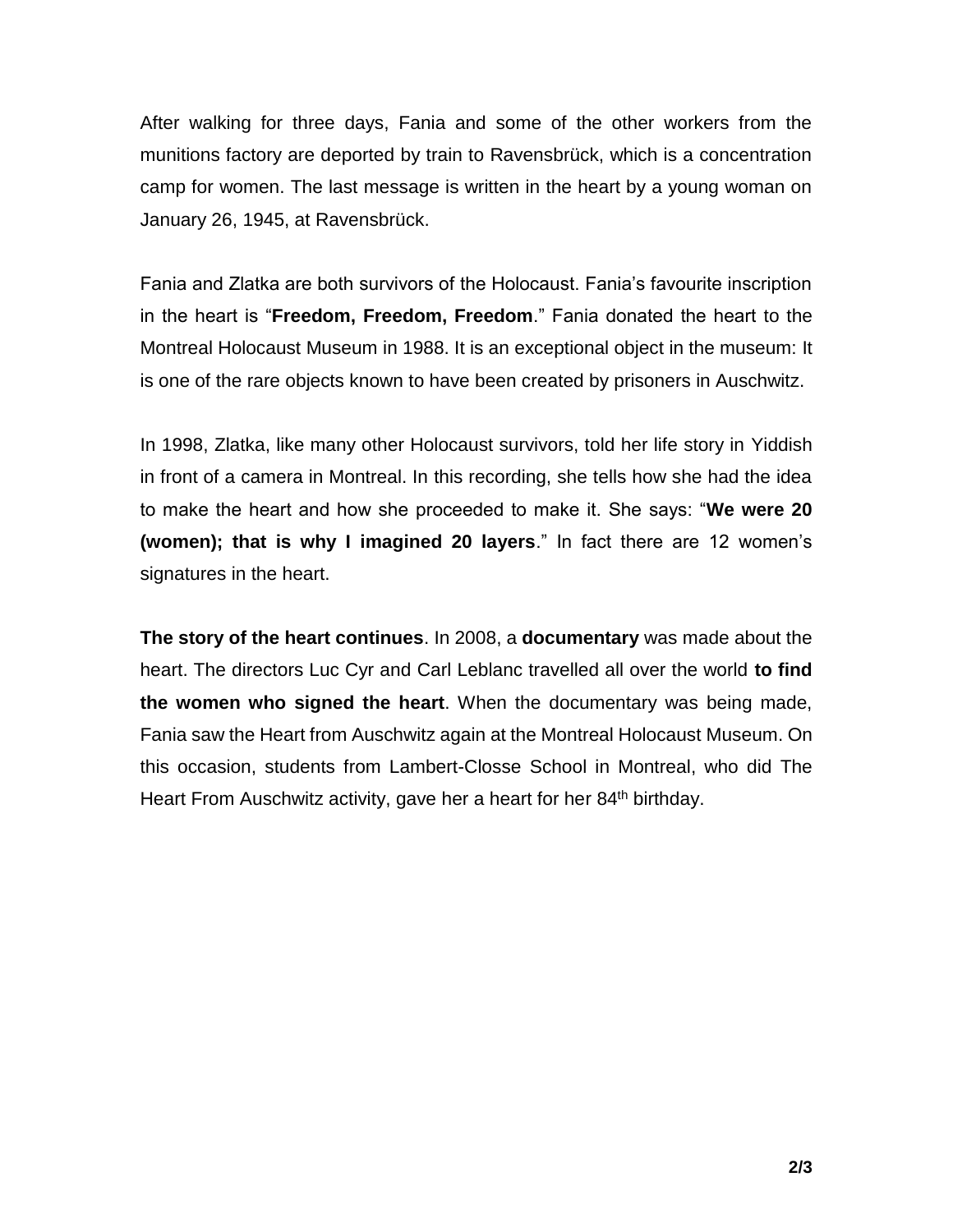After walking for three days, Fania and some of the other workers from the munitions factory are deported by train to Ravensbrück, which is a concentration camp for women. The last message is written in the heart by a young woman on January 26, 1945, at Ravensbrück.

Fania and Zlatka are both survivors of the Holocaust. Fania's favourite inscription in the heart is "**Freedom, Freedom, Freedom**." Fania donated the heart to the Montreal Holocaust Museum in 1988. It is an exceptional object in the museum: It is one of the rare objects known to have been created by prisoners in Auschwitz.

In 1998, Zlatka, like many other Holocaust survivors, told her life story in Yiddish in front of a camera in Montreal. In this recording, she tells how she had the idea to make the heart and how she proceeded to make it. She says: "**We were 20 (women); that is why I imagined 20 layers**." In fact there are 12 women's signatures in the heart.

**The story of the heart continues**. In 2008, a **documentary** was made about the heart. The directors Luc Cyr and Carl Leblanc travelled all over the world **to find the women who signed the heart**. When the documentary was being made, Fania saw the Heart from Auschwitz again at the Montreal Holocaust Museum. On this occasion, students from Lambert-Closse School in Montreal, who did The Heart From Auschwitz activity, gave her a heart for her 84th birthday.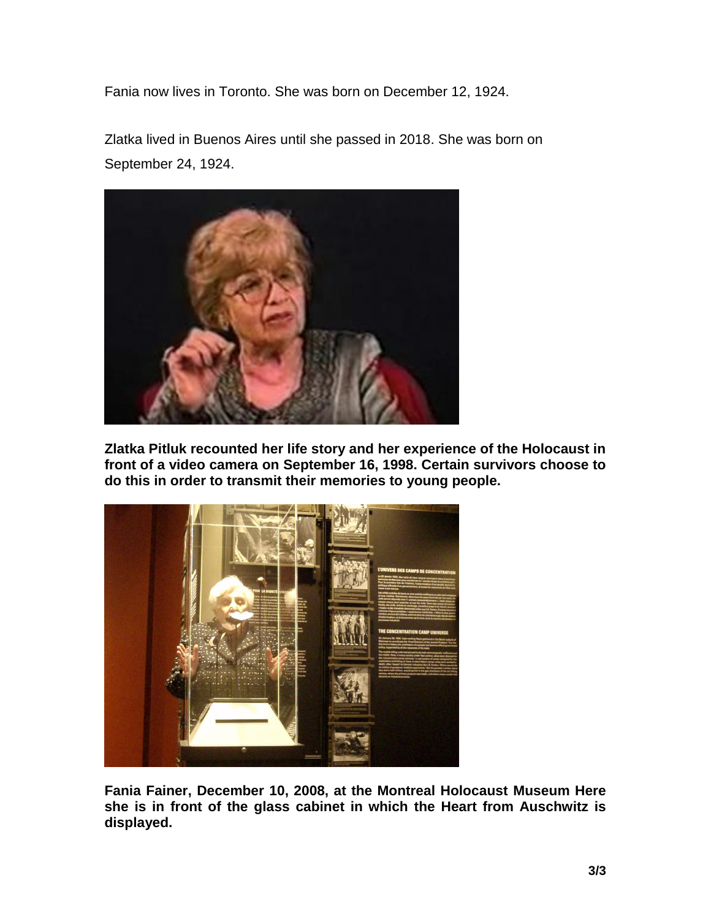Fania now lives in Toronto. She was born on December 12, 1924.

Zlatka lived in Buenos Aires until she passed in 2018. She was born on September 24, 1924.

**Zlatka Pitluk recounted her life story and her experience of the Holocaust in front of a video camera on September 16, 1998. Certain survivors choose to do this in order to transmit their memories to young people.**

**Fania Fainer, December 10, 2008, at the Montreal Holocaust Museum Here she is in front of the glass cabinet in which the Heart from Auschwitz is displayed.**